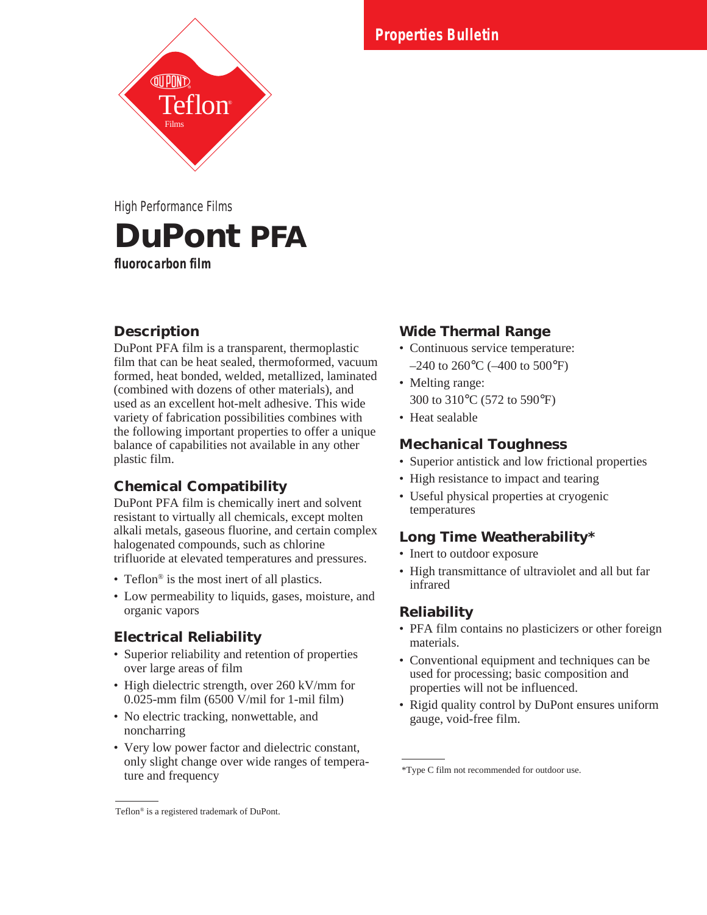Properties Bulletin

DuPont Teflon® Films

High Performance Films

# DuPont PFA

**fluorocarbon film**

## Description

DuPont PFA film is a transparent, thermoplastic film that can be heat sealed, thermoformed, vacuum formed, heat bonded, welded, metallized, laminated (combined with dozens of other materials), and used as an excellent hot-melt adhesive. This wide variety of fabrication possibilities combines with the following important properties to offer a unique balance of capabilities not available in any other plastic film.

## Chemical Compatibility

DuPont PFA film is chemically inert and solvent resistant to virtually all chemicals, except molten alkali metals, gaseous fluorine, and certain complex halogenated compounds, such as chlorine trifluoride at elevated temperatures and pressures.

- Teflon® is the most inert of all plastics.
- Low permeability to liquids, gases, moisture, and organic vapors

## Electrical Reliability

- Superior reliability and retention of properties over large areas of film
- High dielectric strength, over 260 kV/mm for 0.025-mm film (6500 V/mil for 1-mil film)
- No electric tracking, nonwettable, and noncharring
- Very low power factor and dielectric constant, only slight change over wide ranges of temperature and frequency

## Wide Thermal Range

- Continuous service temperature: –240 to 260°C (–400 to 500°F)
- Melting range: 300 to 310°C (572 to 590°F)
- Heat sealable

## Mechanical Toughness

- Superior antistick and low frictional properties
- High resistance to impact and tearing
- Useful physical properties at cryogenic temperatures

## Long Time Weatherability*

- Inert to outdoor exposure
- High transmittance of ultraviolet and all but far infrared

## Reliability

- PFA film contains no plasticizers or other foreign materials.
- Conventional equipment and techniques can be used for processing; basic composition and properties will not be influenced.
- Rigid quality control by DuPont ensures uniform gauge, void-free film.

*Type C film not recommended for outdoor use.

Teflon® is a registered trademark of DuPont.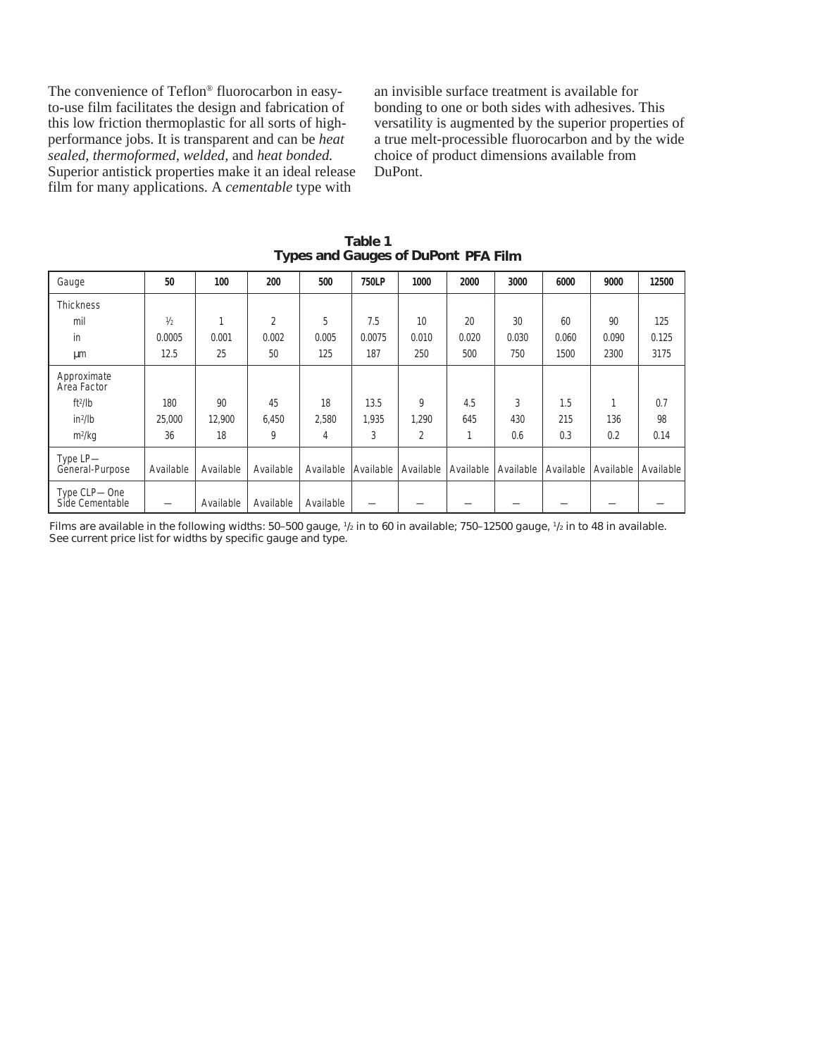The convenience of Teflon® fluorocarbon in easy-to-use film facilitates the design and fabrication of this low friction thermoplastic for all sorts of high-performance jobs. It is transparent and can be *heat sealed, thermoformed, welded*, and *heat bonded.* Superior antistick properties make it an ideal release film for many applications. A *cementable* type with an invisible surface treatment is available for bonding to one or both sides with adhesives. This versatility is augmented by the superior properties of a true melt-processible fluorocarbon and by the wide choice of product dimensions available from DuPont.

**Table 1**
**Types and Gauges of DuPont PFA Film**

| Gauge | 50 | 100 | 200 | 500 | 750LP | 1000 | 2000 | 3000 | 6000 | 9000 | 12500 |
|---|---|---|---|---|---|---|---|---|---|---|---|
| Thickness | | | | | | | | | | | |
| mil | ½ | 1 | 2 | 5 | 7.5 | 10 | 20 | 30 | 60 | 90 | 125 |
| in | 0.0005 | 0.001 | 0.002 | 0.005 | 0.0075 | 0.010 | 0.020 | 0.030 | 0.060 | 0.090 | 0.125 |
| μm | 12.5 | 25 | 50 | 125 | 187 | 250 | 500 | 750 | 1500 | 2300 | 3175 |
| Approximate Area Factor | | | | | | | | | | | |
| $ft^2/lb$ | 180 | 90 | 45 | 18 | 13.5 | 9 | 4.5 | 3 | 1.5 | 1 | 0.7 |
| $in^2/lb$ | 25,000 | 12,900 | 6,450 | 2,580 | 1,935 | 1,290 | 645 | 430 | 215 | 136 | 98 |
| $m^2/kg$ | 36 | 18 | 9 | 4 | 3 | 2 | 1 | 0.6 | 0.3 | 0.2 | 0.14 |
| Type LP— General-Purpose | Available | Available | Available | Available | Available | Available | Available | Available | Available | Available | Available |
| Type CLP—One Side Cementable | — | Available | Available | Available | — | — | — | — | — | — | — |

Films are available in the following widths: 50–500 gauge, ½ in to 60 in available; 750–12500 gauge, ½ in to 48 in available. See current price list for widths by specific gauge and type.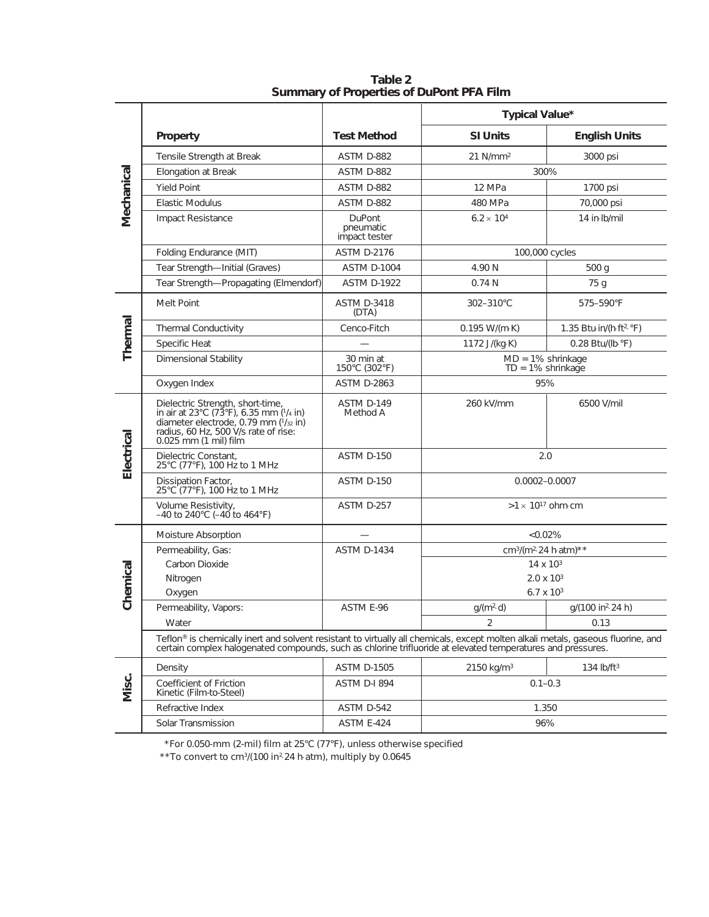**Table 2**
**Summary of Properties of DuPont PFA Film**

| | Property | Test Method | Typical Value* | |
|---|---|---|---|---|
| | | | SI Units | English Units |
| Mechanical | Tensile Strength at Break | ASTM D-882 | 21 N/mm$^2$ | 3000 psi |
| | Elongation at Break | ASTM D-882 | 300% | |
| | Yield Point | ASTM D-882 | 12 MPa | 1700 psi |
| | Elastic Modulus | ASTM D-882 | 480 MPa | 70,000 psi |
| | Impact Resistance | DuPont pneumatic impact tester | $6.2 \times 10^4$ | 14 in·lb/mil |
| | Folding Endurance (MIT) | ASTM D-2176 | 100,000 cycles | |
| | Tear Strength—Initial (Graves) | ASTM D-1004 | 4.90 N | 500 g |
| | Tear Strength—Propagating (Elmendorf) | ASTM D-1922 | 0.74 N | 75 g |
| Thermal | Melt Point | ASTM D-3418 (DTA) | 302–310°C | 575–590°F |
| | Thermal Conductivity | Cenco-Fitch | 0.195 W/(m·K) | 1.35 Btu·in/(h·ft$^2$·°F) |
| | Specific Heat | — | 1172 J/(kg·K) | 0.28 Btu/(lb·°F) |
| | Dimensional Stability | 30 min at 150°C (302°F) | MD = 1% shrinkage TD = 1% shrinkage | |
| | Oxygen Index | ASTM D-2863 | 95% | |
| Electrical | Dielectric Strength, short-time, in air at 23°C (73°F), 6.35 mm (1/4 in) diameter electrode, 0.79 mm (1/32 in) radius, 60 Hz, 500 V/s rate of rise: 0.025 mm (1 mil) film | ASTM D-149 Method A | 260 kV/mm | 6500 V/mil |
| | Dielectric Constant, 25°C (77°F), 100 Hz to 1 MHz | ASTM D-150 | 2.0 | |
| | Dissipation Factor, 25°C (77°F), 100 Hz to 1 MHz | ASTM D-150 | 0.0002–0.0007 | |
| | Volume Resistivity, –40 to 240°C (–40 to 464°F) | ASTM D-257 | $>1 \times 10^{17}$ ohm·cm | |
| Chemical | Moisture Absorption | — | <0.02% | |
| | Permeability, Gas: | ASTM D-1434 | cm$^3$/(m$^2$·24 h·atm)** | |
| | Carbon Dioxide | | $14 \times 10^3$ | |
| | Nitrogen | | $2.0 \times 10^3$ | |
| | Oxygen | | $6.7 \times 10^3$ | |
| | Permeability, Vapors: | ASTM E-96 | g/(m$^2$·d) | g/(100 in$^2$·24 h) |
| | Water | | 2 | 0.13 |
| | Teflon® is chemically inert and solvent resistant to virtually all chemicals, except molten alkali metals, gaseous fluorine, and certain complex halogenated compounds, such as chlorine trifluoride at elevated temperatures and pressures. | | | |
| Misc. | Density | ASTM D-1505 | 2150 kg/m$^3$ | 134 lb/ft$^3$ |
| | Coefficient of Friction Kinetic (Film-to-Steel) | ASTM D-I 894 | 0.1–0.3 | |
| | Refractive Index | ASTM D-542 | 1.350 | |
| | Solar Transmission | ASTM E-424 | 96% | |

*For 0.050-mm (2-mil) film at 25°C (77°F), unless otherwise specified

**To convert to cm$^3$/(100 in$^2$·24 h·atm), multiply by 0.0645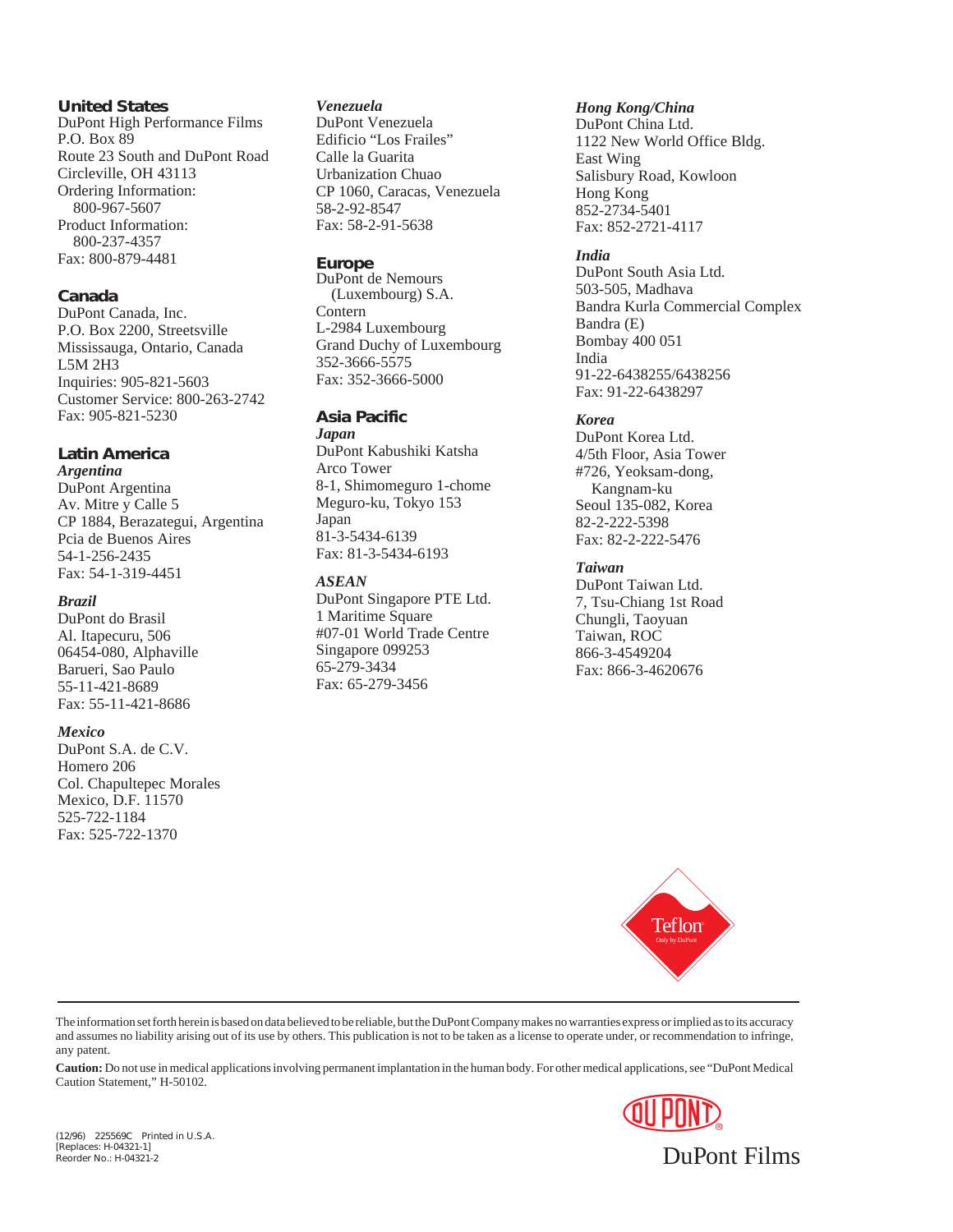## United States

DuPont High Performance Films
P.O. Box 89
Route 23 South and DuPont Road
Circleville, OH 43113
Ordering Information:
800-967-5607
Product Information:
800-237-4357
Fax: 800-879-4481

## Canada

DuPont Canada, Inc.
P.O. Box 2200, Streetsville
Mississauga, Ontario, Canada
L5M 2H3
Inquiries: 905-821-5603
Customer Service: 800-263-2742
Fax: 905-821-5230

## Latin America

### *Argentina*

DuPont Argentina
Av. Mitre y Calle 5
CP 1884, Berazategui, Argentina
Pcia de Buenos Aires
54-1-256-2435
Fax: 54-1-319-4451

### *Brazil*

DuPont do Brasil
Al. Itapecuru, 506
06454-080, Alphaville
Barueri, Sao Paulo
55-11-421-8689
Fax: 55-11-421-8686

### *Mexico*

DuPont S.A. de C.V.
Homero 206
Col. Chapultepec Morales
Mexico, D.F. 11570
525-722-1184
Fax: 525-722-1370

### *Venezuela*

DuPont Venezuela
Edificio "Los Frailes"
Calle la Guarita
Urbanizacion Chuao
CP 1060, Caracas, Venezuela
58-2-92-8547
Fax: 58-2-91-5638

## Europe

DuPont de Nemours
(Luxembourg) S.A.
Contern
L-2984 Luxembourg
Grand Duchy of Luxembourg
352-3666-5575
Fax: 352-3666-5000

## Asia Pacific

### *Japan*

DuPont Kabushiki Katsha
Arco Tower
8-1, Shimomeguro 1-chome
Meguro-ku, Tokyo 153
Japan
81-3-5434-6139
Fax: 81-3-5434-6193

### *ASEAN*

DuPont Singapore PTE Ltd.
1 Maritime Square
#07-01 World Trade Centre
Singapore 099253
65-279-3434
Fax: 65-279-3456

### *Hong Kong/China*

DuPont China Ltd.
1122 New World Office Bldg.
East Wing
Salisbury Road, Kowloon
Hong Kong
852-2734-5401
Fax: 852-2721-4117

### *India*

DuPont South Asia Ltd.
503-505, Madhava
Bandra Kurla Commercial Complex
Bandra (E)
Bombay 400 051
India
91-22-6438255/6438256
Fax: 91-22-6438297

### *Korea*

DuPont Korea Ltd.
4/5th Floor, Asia Tower
#726, Yeoksam-dong,
Kangnam-ku
Seoul 135-082, Korea
82-2-222-5398
Fax: 82-2-222-5476

### *Taiwan*

DuPont Taiwan Ltd.
7, Tsu-Chiang 1st Road
Chungli, Taoyuan
Taiwan, ROC
866-3-4549204
Fax: 866-3-4620676

Teflon
Only by DuPont

---

The information set forth herein is based on data believed to be reliable, but the DuPont Company makes no warranties express or implied as to its accuracy and assumes no liability arising out of its use by others. This publication is not to be taken as a license to operate under, or recommendation to infringe, any patent.

**Caution:** Do not use in medical applications involving permanent implantation in the human body. For other medical applications, see "DuPont Medical Caution Statement," H-50102.

(12/96) 225569C Printed in U.S.A.
[Replaces: H-04321-1]
Reorder No.: H-04321-2

DuPont
DuPont Films